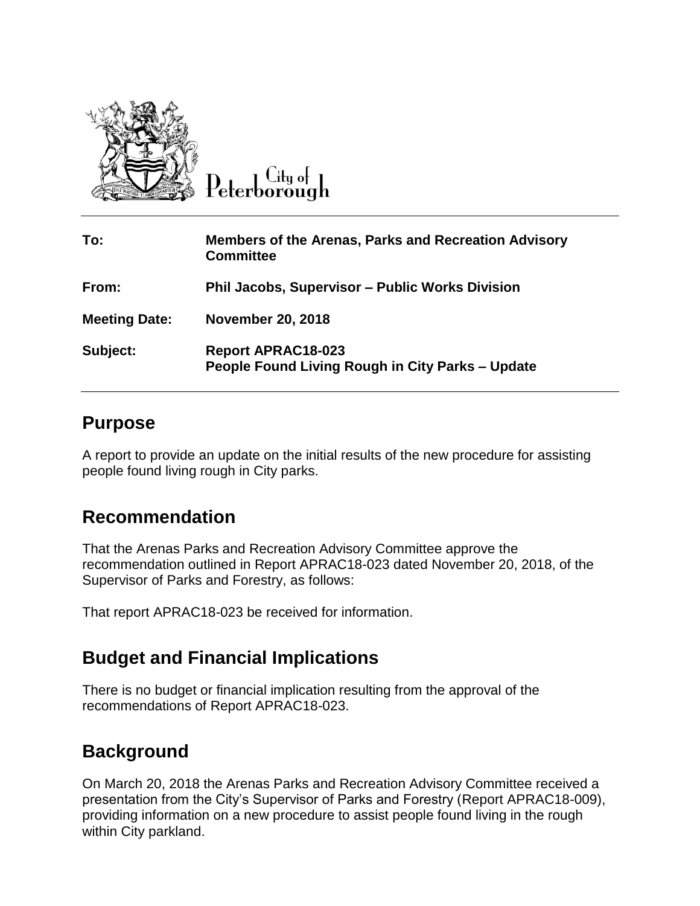City of Peterborough

| | |
|---|---|
| **To:** | **Members of the Arenas, Parks and Recreation Advisory Committee** |
| **From:** | **Phil Jacobs, Supervisor – Public Works Division** |
| **Meeting Date:** | **November 20, 2018** |
| **Subject:** | **Report APRAC18-023**<br>**People Found Living Rough in City Parks – Update** |

## Purpose

A report to provide an update on the initial results of the new procedure for assisting people found living rough in City parks.

## Recommendation

That the Arenas Parks and Recreation Advisory Committee approve the recommendation outlined in Report APRAC18-023 dated November 20, 2018, of the Supervisor of Parks and Forestry, as follows:

That report APRAC18-023 be received for information.

## Budget and Financial Implications

There is no budget or financial implication resulting from the approval of the recommendations of Report APRAC18-023.

## Background

On March 20, 2018 the Arenas Parks and Recreation Advisory Committee received a presentation from the City's Supervisor of Parks and Forestry (Report APRAC18-009), providing information on a new procedure to assist people found living in the rough within City parkland.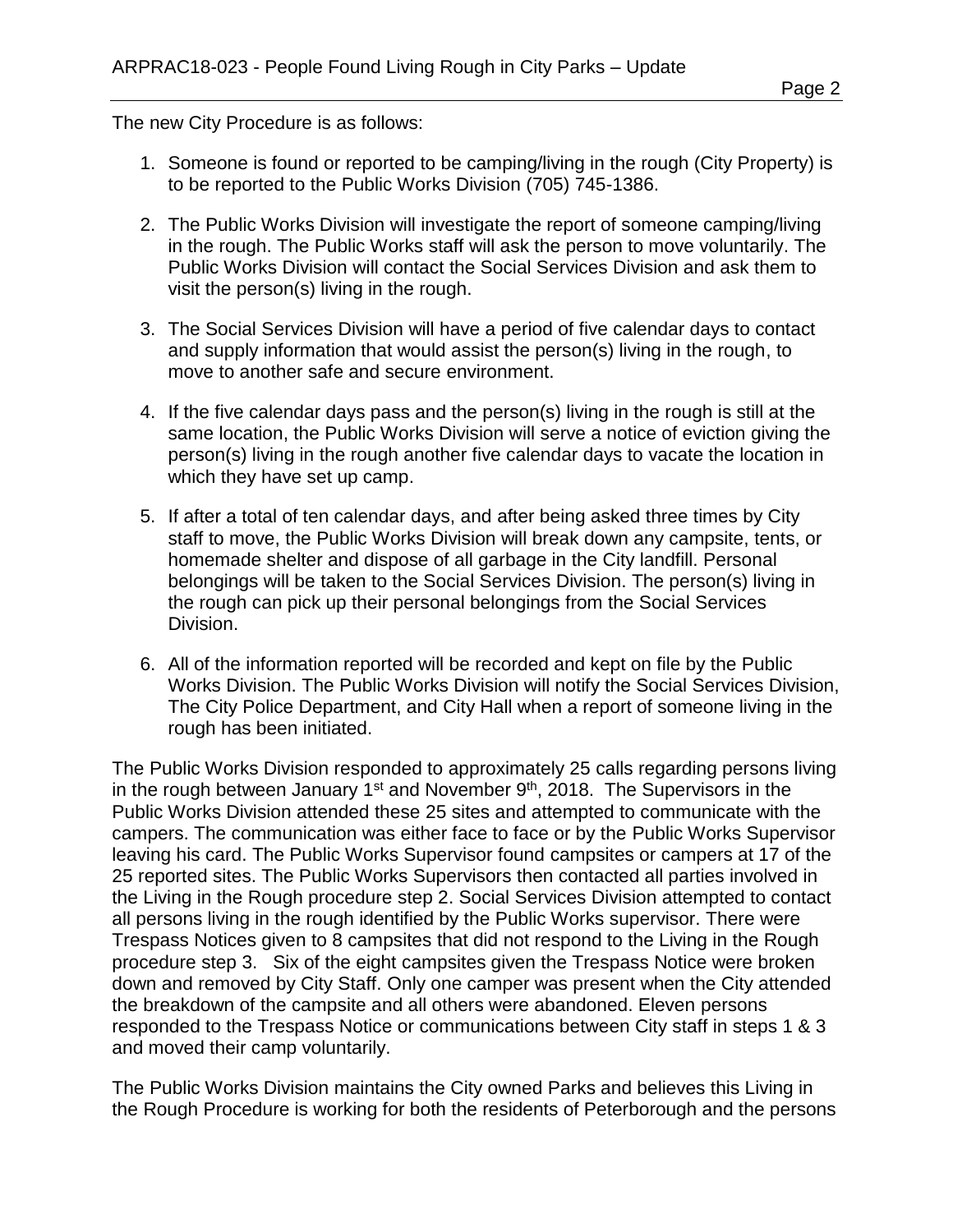The new City Procedure is as follows:

1. Someone is found or reported to be camping/living in the rough (City Property) is to be reported to the Public Works Division (705) 745-1386.

2. The Public Works Division will investigate the report of someone camping/living in the rough. The Public Works staff will ask the person to move voluntarily. The Public Works Division will contact the Social Services Division and ask them to visit the person(s) living in the rough.

3. The Social Services Division will have a period of five calendar days to contact and supply information that would assist the person(s) living in the rough, to move to another safe and secure environment.

4. If the five calendar days pass and the person(s) living in the rough is still at the same location, the Public Works Division will serve a notice of eviction giving the person(s) living in the rough another five calendar days to vacate the location in which they have set up camp.

5. If after a total of ten calendar days, and after being asked three times by City staff to move, the Public Works Division will break down any campsite, tents, or homemade shelter and dispose of all garbage in the City landfill. Personal belongings will be taken to the Social Services Division. The person(s) living in the rough can pick up their personal belongings from the Social Services Division.

6. All of the information reported will be recorded and kept on file by the Public Works Division. The Public Works Division will notify the Social Services Division, The City Police Department, and City Hall when a report of someone living in the rough has been initiated.

The Public Works Division responded to approximately 25 calls regarding persons living in the rough between January 1st and November 9th, 2018. The Supervisors in the Public Works Division attended these 25 sites and attempted to communicate with the campers. The communication was either face to face or by the Public Works Supervisor leaving his card. The Public Works Supervisor found campsites or campers at 17 of the 25 reported sites. The Public Works Supervisors then contacted all parties involved in the Living in the Rough procedure step 2. Social Services Division attempted to contact all persons living in the rough identified by the Public Works supervisor. There were Trespass Notices given to 8 campsites that did not respond to the Living in the Rough procedure step 3. Six of the eight campsites given the Trespass Notice were broken down and removed by City Staff. Only one camper was present when the City attended the breakdown of the campsite and all others were abandoned. Eleven persons responded to the Trespass Notice or communications between City staff in steps 1 & 3 and moved their camp voluntarily.

The Public Works Division maintains the City owned Parks and believes this Living in the Rough Procedure is working for both the residents of Peterborough and the persons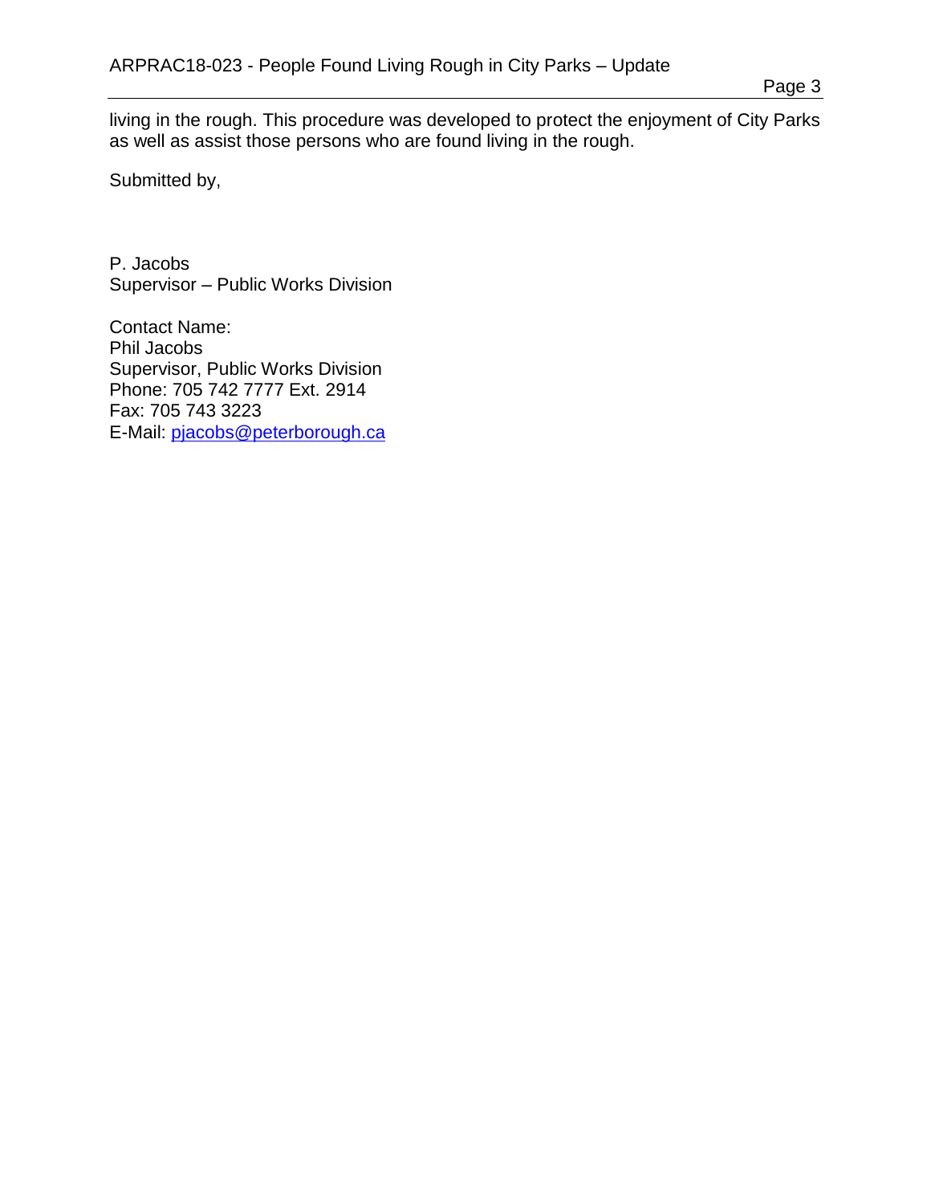living in the rough. This procedure was developed to protect the enjoyment of City Parks as well as assist those persons who are found living in the rough.

Submitted by,

P. Jacobs
Supervisor – Public Works Division

Contact Name:
Phil Jacobs
Supervisor, Public Works Division
Phone: 705 742 7777 Ext. 2914
Fax: 705 743 3223
E-Mail: pjacobs@peterborough.ca